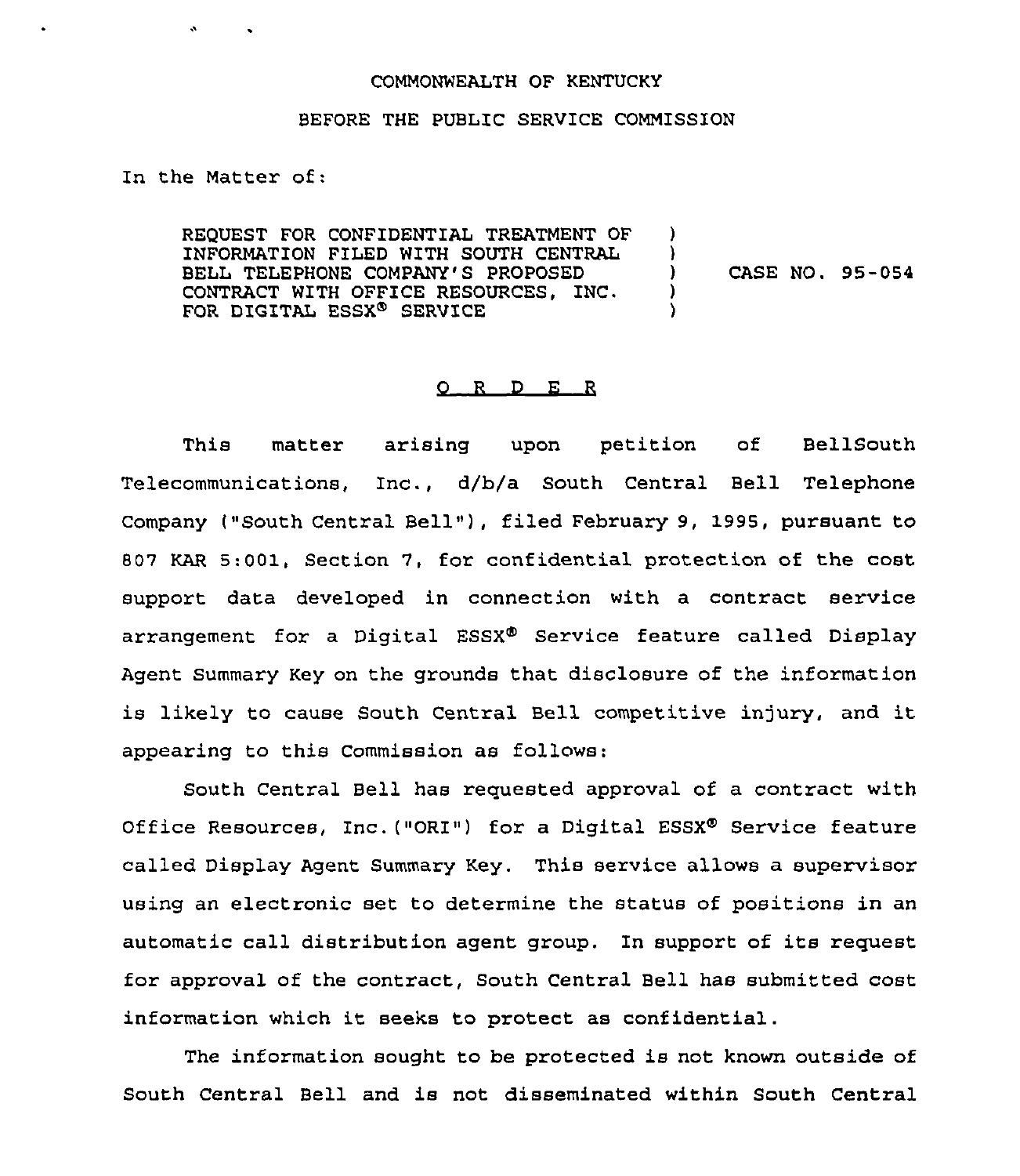COMMONWEALTH OF KENTUCKY

BEFORE THE PUBLIC SERVICE COMMISSION

In the Matter of:

| | | |
|---|---|---|
| REQUEST FOR CONFIDENTIAL TREATMENT OF INFORMATION FILED WITH SOUTH CENTRAL BELL TELEPHONE COMPANY'S PROPOSED CONTRACT WITH OFFICE RESOURCES, INC. FOR DIGITAL ESSX® SERVICE | ) | CASE NO. 95-054 |

## O R D E R

This matter arising upon petition of BellSouth Telecommunications, Inc., d/b/a South Central Bell Telephone Company ("South Central Bell"), filed February 9, 1995, pursuant to 807 KAR 5:001, Section 7, for confidential protection of the cost support data developed in connection with a contract service arrangement for a Digital ESSX® Service feature called Display Agent Summary Key on the grounds that disclosure of the information is likely to cause South Central Bell competitive injury, and it appearing to this Commission as follows:

South Central Bell has requested approval of a contract with Office Resources, Inc. ("ORI") for a Digital ESSX® Service feature called Display Agent Summary Key. This service allows a supervisor using an electronic set to determine the status of positions in an automatic call distribution agent group. In support of its request for approval of the contract, South Central Bell has submitted cost information which it seeks to protect as confidential.

The information sought to be protected is not known outside of South Central Bell and is not disseminated within South Central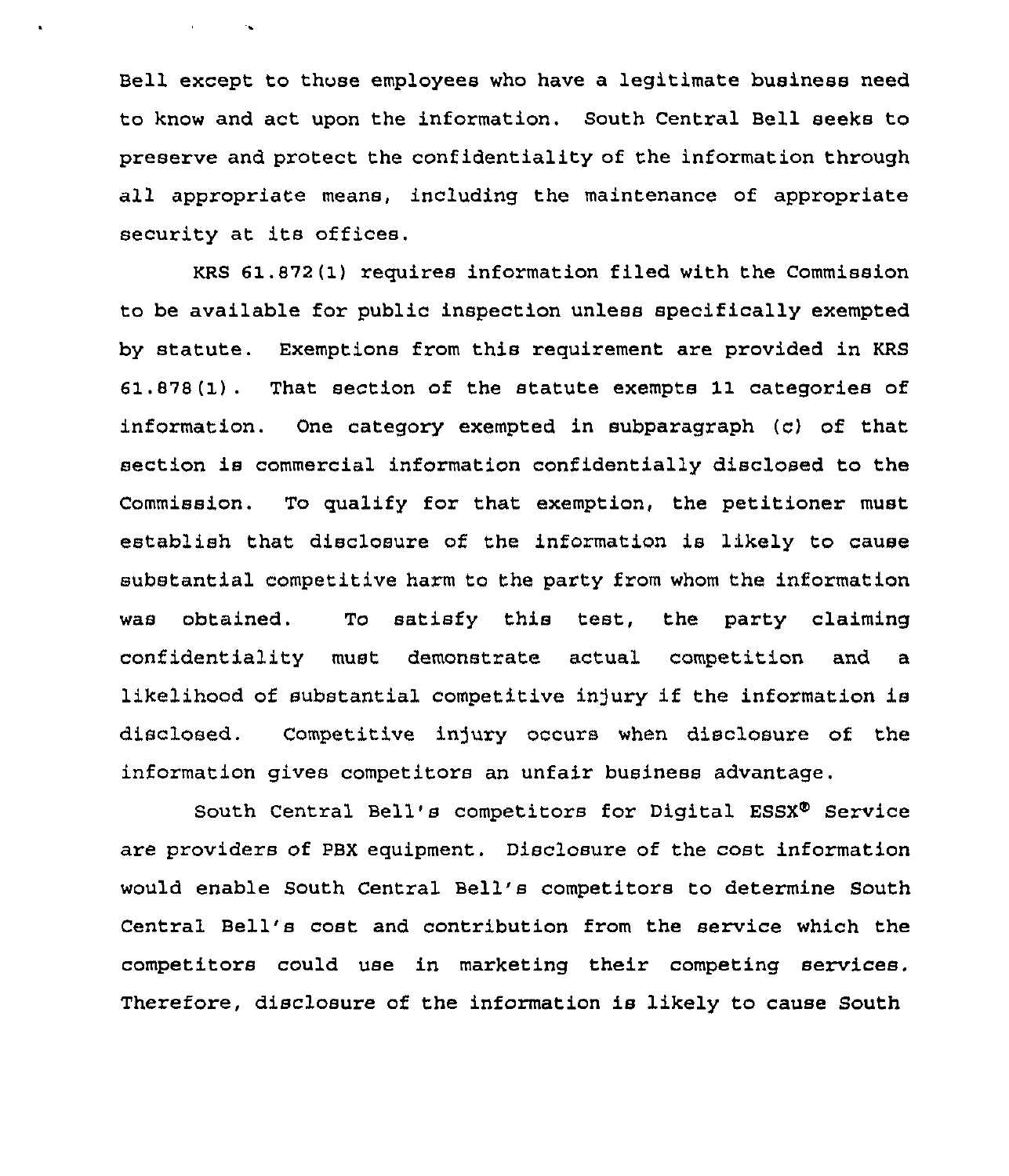Bell except to those employees who have a legitimate business need to know and act upon the information. South Central Bell seeks to preserve and protect the confidentiality of the information through all appropriate means, including the maintenance of appropriate security at its offices.

KRS 61.872(1) requires information filed with the Commission to be available for public inspection unless specifically exempted by statute. Exemptions from this requirement are provided in KRS 61.878(1). That section of the statute exempts 11 categories of information. One category exempted in subparagraph (c) of that section is commercial information confidentially disclosed to the Commission. To qualify for that exemption, the petitioner must establish that disclosure of the information is likely to cause substantial competitive harm to the party from whom the information was obtained. To satisfy this test, the party claiming confidentiality must demonstrate actual competition and a likelihood of substantial competitive injury if the information is disclosed. Competitive injury occurs when disclosure of the information gives competitors an unfair business advantage.

South Central Bell's competitors for Digital ESSX® Service are providers of PBX equipment. Disclosure of the cost information would enable South Central Bell's competitors to determine South Central Bell's cost and contribution from the service which the competitors could use in marketing their competing services. Therefore, disclosure of the information is likely to cause South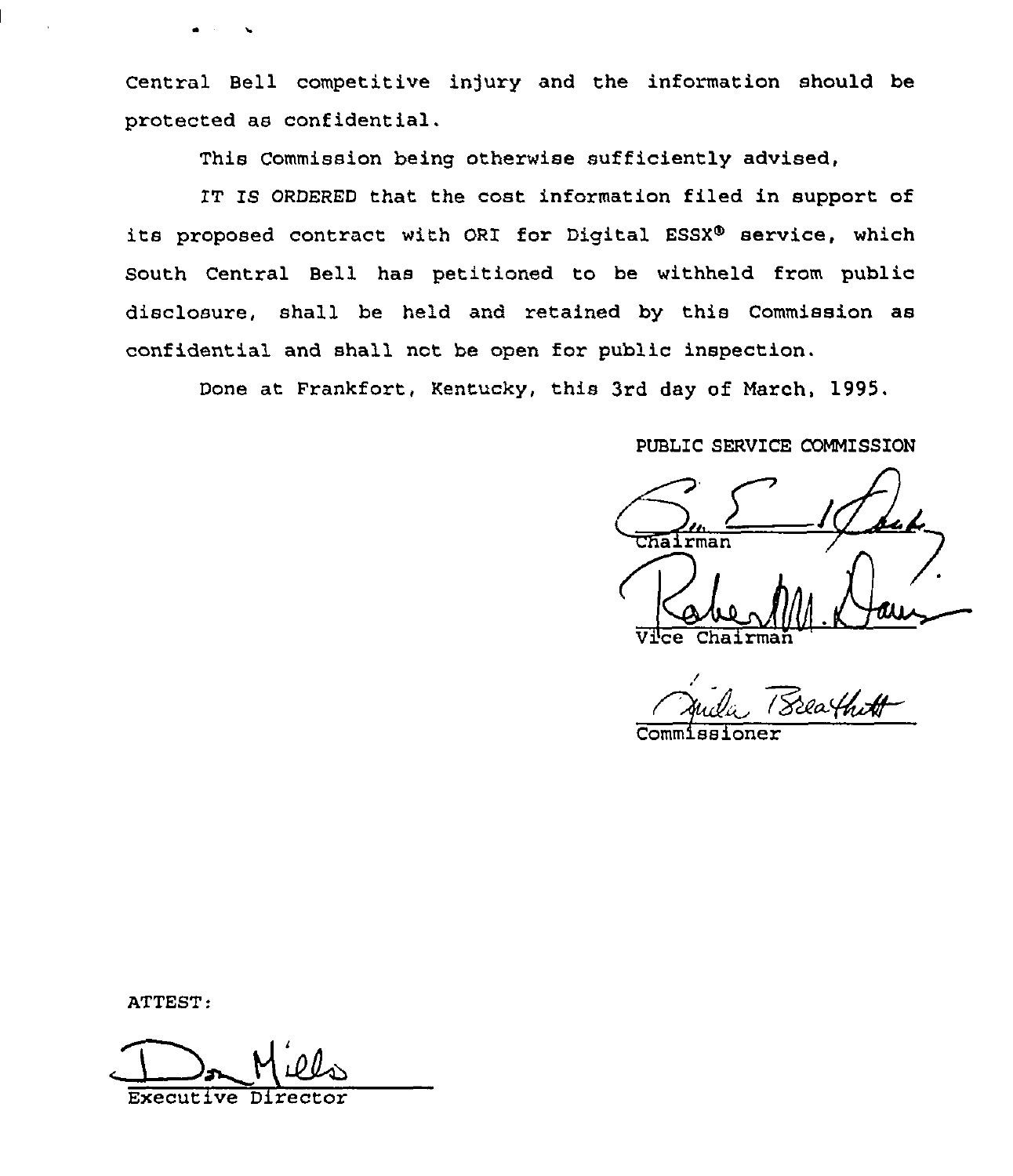Central Bell competitive injury and the information should be protected as confidential.

This Commission being otherwise sufficiently advised,

IT IS ORDERED that the cost information filed in support of its proposed contract with ORI for Digital ESSX® service, which South Central Bell has petitioned to be withheld from public disclosure, shall be held and retained by this Commission as confidential and shall not be open for public inspection.

Done at Frankfort, Kentucky, this 3rd day of March, 1995.

PUBLIC SERVICE COMMISSION

Chairman

Vice Chairman

Commissioner

ATTEST:

Executive Director